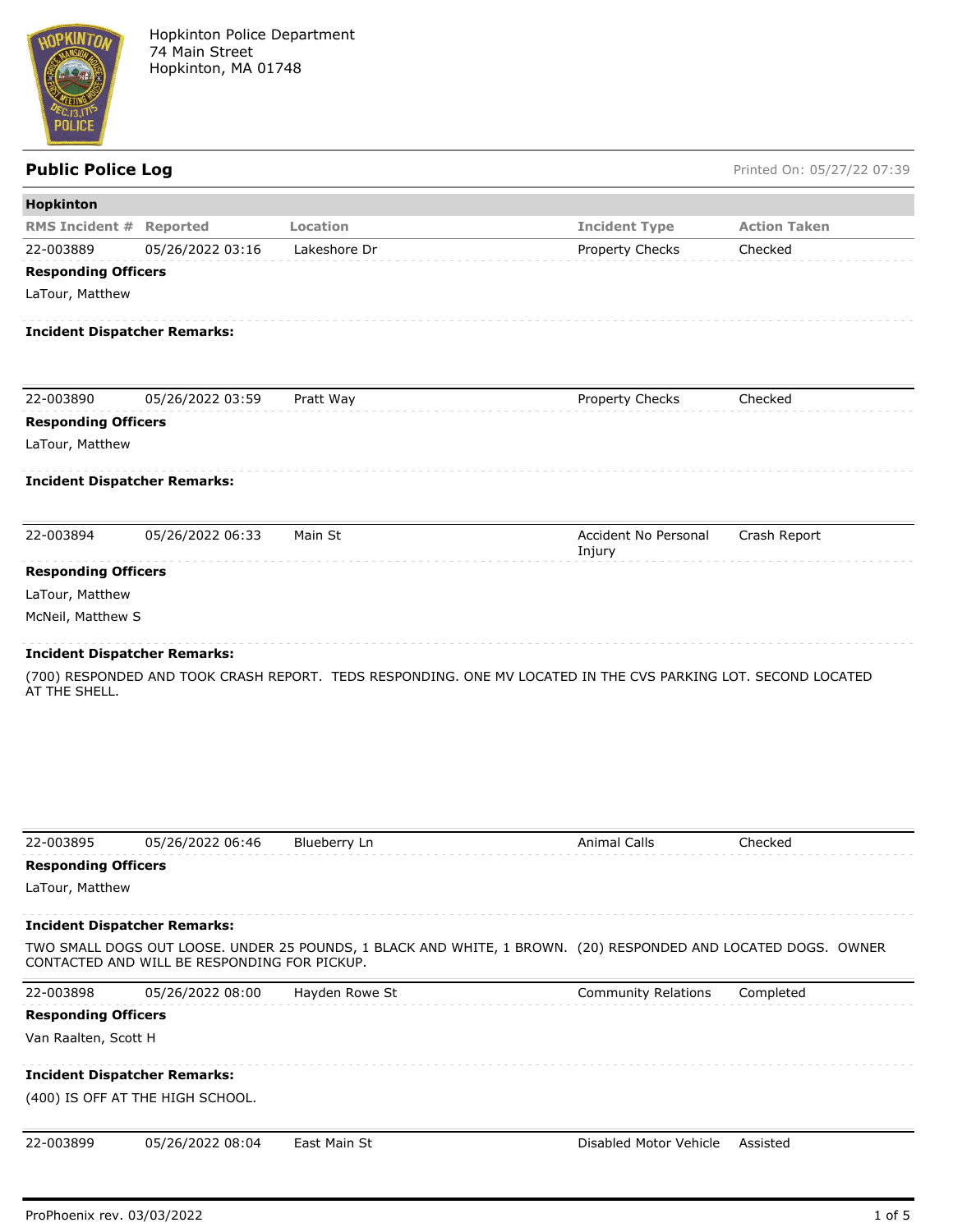Hopkinton Police Department
74 Main Street
Hopkinton, MA 01748

## Public Police Log

Printed On: 05/27/22 07:39

### Hopkinton

| RMS Incident # | Reported | Location | Incident Type | Action Taken |
|---|---|---|---|---|
| 22-003889 | 05/26/2022 03:16 | Lakeshore Dr | Property Checks | Checked |

**Responding Officers**

LaTour, Matthew

**Incident Dispatcher Remarks:**

| RMS Incident # | Reported | Location | Incident Type | Action Taken |
|---|---|---|---|---|
| 22-003890 | 05/26/2022 03:59 | Pratt Way | Property Checks | Checked |

**Responding Officers**

LaTour, Matthew

**Incident Dispatcher Remarks:**

| RMS Incident # | Reported | Location | Incident Type | Action Taken |
|---|---|---|---|---|
| 22-003894 | 05/26/2022 06:33 | Main St | Accident No Personal Injury | Crash Report |

**Responding Officers**

LaTour, Matthew

McNeil, Matthew S

**Incident Dispatcher Remarks:**

(700) RESPONDED AND TOOK CRASH REPORT. TEDS RESPONDING. ONE MV LOCATED IN THE CVS PARKING LOT. SECOND LOCATED AT THE SHELL.

| RMS Incident # | Reported | Location | Incident Type | Action Taken |
|---|---|---|---|---|
| 22-003895 | 05/26/2022 06:46 | Blueberry Ln | Animal Calls | Checked |

**Responding Officers**

LaTour, Matthew

**Incident Dispatcher Remarks:**

TWO SMALL DOGS OUT LOOSE. UNDER 25 POUNDS, 1 BLACK AND WHITE, 1 BROWN. (20) RESPONDED AND LOCATED DOGS. OWNER CONTACTED AND WILL BE RESPONDING FOR PICKUP.

| RMS Incident # | Reported | Location | Incident Type | Action Taken |
|---|---|---|---|---|
| 22-003898 | 05/26/2022 08:00 | Hayden Rowe St | Community Relations | Completed |

**Responding Officers**

Van Raalten, Scott H

**Incident Dispatcher Remarks:**

(400) IS OFF AT THE HIGH SCHOOL.

| RMS Incident # | Reported | Location | Incident Type | Action Taken |
|---|---|---|---|---|
| 22-003899 | 05/26/2022 08:04 | East Main St | Disabled Motor Vehicle | Assisted |

ProPhoenix rev. 03/03/2022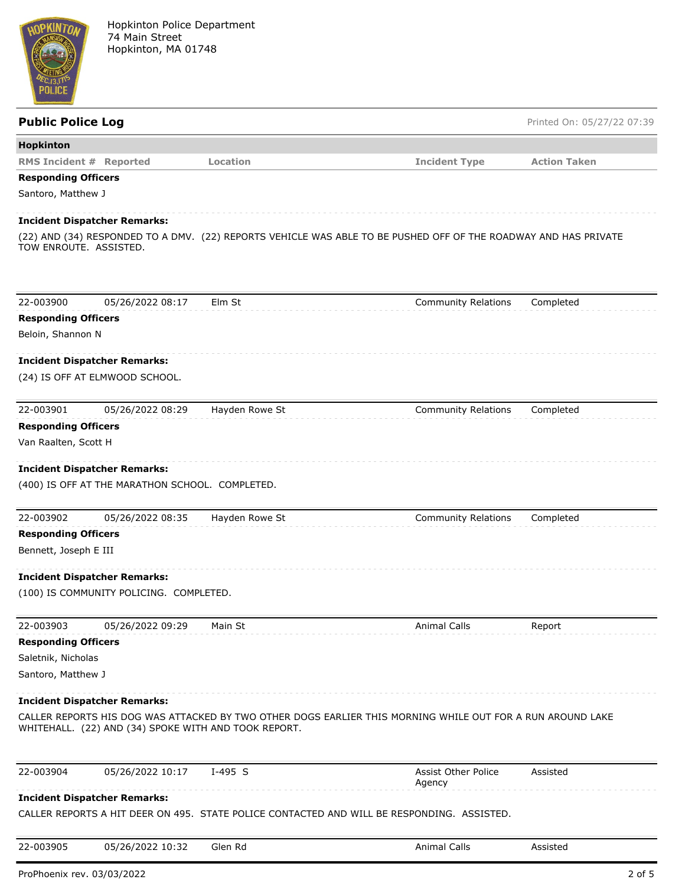Hopkinton Police Department
74 Main Street
Hopkinton, MA 01748

## Public Police Log

Printed On: 05/27/22 07:39

**Hopkinton**

| RMS Incident # | Reported | Location | Incident Type | Action Taken |
|---|---|---|---|---|

**Responding Officers**

Santoro, Matthew J

**Incident Dispatcher Remarks:**

(22) AND (34) RESPONDED TO A DMV. (22) REPORTS VEHICLE WAS ABLE TO BE PUSHED OFF OF THE ROADWAY AND HAS PRIVATE TOW ENROUTE. ASSISTED.

---

| 22-003900 | 05/26/2022 08:17 | Elm St | Community Relations | Completed |
|---|---|---|---|---|

**Responding Officers**

Beloin, Shannon N

**Incident Dispatcher Remarks:**

(24) IS OFF AT ELMWOOD SCHOOL.

---

| 22-003901 | 05/26/2022 08:29 | Hayden Rowe St | Community Relations | Completed |
|---|---|---|---|---|

**Responding Officers**

Van Raalten, Scott H

**Incident Dispatcher Remarks:**

(400) IS OFF AT THE MARATHON SCHOOL. COMPLETED.

---

| 22-003902 | 05/26/2022 08:35 | Hayden Rowe St | Community Relations | Completed |
|---|---|---|---|---|

**Responding Officers**

Bennett, Joseph E III

**Incident Dispatcher Remarks:**

(100) IS COMMUNITY POLICING. COMPLETED.

---

| 22-003903 | 05/26/2022 09:29 | Main St | Animal Calls | Report |
|---|---|---|---|---|

**Responding Officers**

Saletnik, Nicholas

Santoro, Matthew J

**Incident Dispatcher Remarks:**

CALLER REPORTS HIS DOG WAS ATTACKED BY TWO OTHER DOGS EARLIER THIS MORNING WHILE OUT FOR A RUN AROUND LAKE WHITEHALL. (22) AND (34) SPOKE WITH AND TOOK REPORT.

---

| 22-003904 | 05/26/2022 10:17 | I-495 S | Assist Other Police Agency | Assisted |
|---|---|---|---|---|

**Incident Dispatcher Remarks:**

CALLER REPORTS A HIT DEER ON 495. STATE POLICE CONTACTED AND WILL BE RESPONDING. ASSISTED.

---

| 22-003905 | 05/26/2022 10:32 | Glen Rd | Animal Calls | Assisted |
|---|---|---|---|---|

ProPhoenix rev. 03/03/2022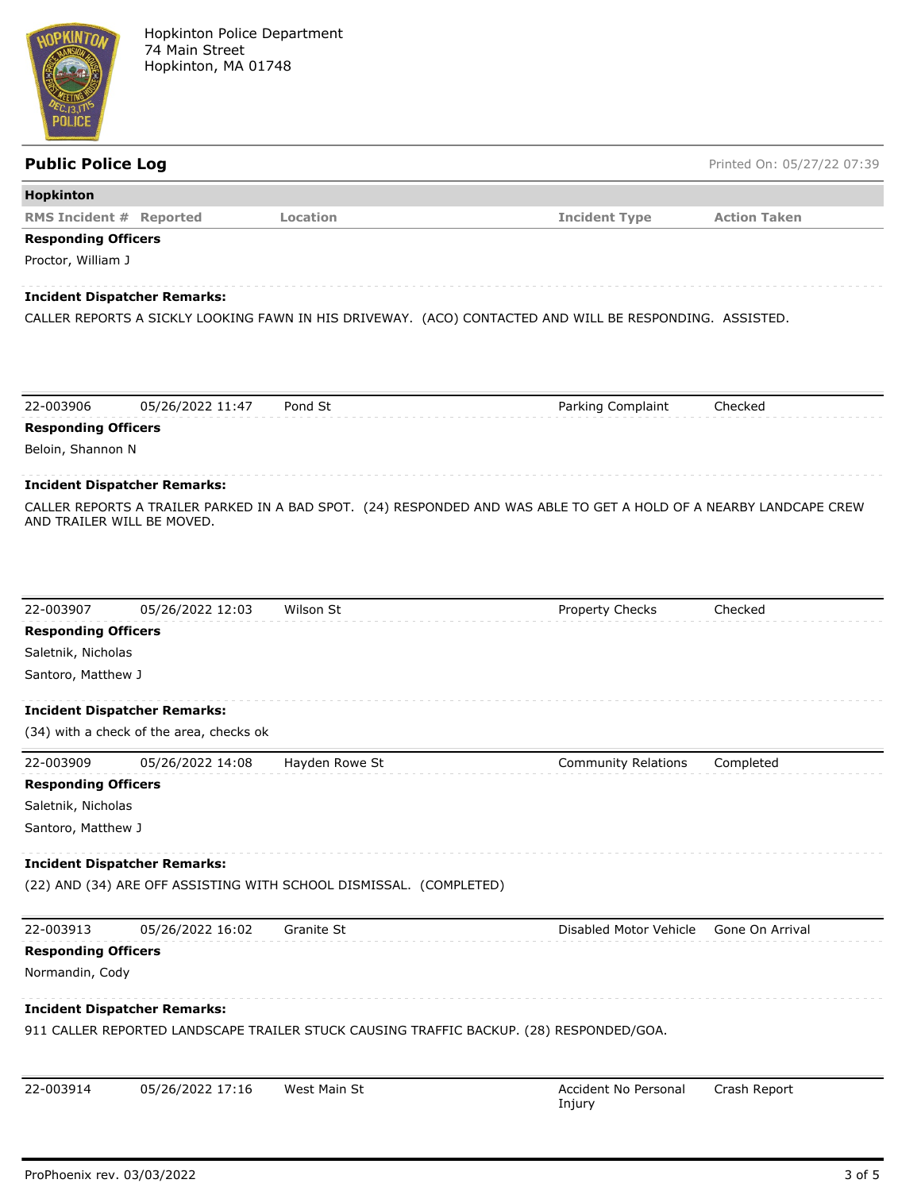Hopkinton Police Department
74 Main Street
Hopkinton, MA 01748

## Public Police Log

Printed On: 05/27/22 07:39

### Hopkinton

| RMS Incident # | Reported | Location | Incident Type | Action Taken |
|---|---|---|---|---|

**Responding Officers**

Proctor, William J

**Incident Dispatcher Remarks:**

CALLER REPORTS A SICKLY LOOKING FAWN IN HIS DRIVEWAY. (ACO) CONTACTED AND WILL BE RESPONDING. ASSISTED.

| | | | | |
|---|---|---|---|---|
| 22-003906 | 05/26/2022 11:47 | Pond St | Parking Complaint | Checked |

**Responding Officers**

Beloin, Shannon N

**Incident Dispatcher Remarks:**

CALLER REPORTS A TRAILER PARKED IN A BAD SPOT. (24) RESPONDED AND WAS ABLE TO GET A HOLD OF A NEARBY LANDCAPE CREW AND TRAILER WILL BE MOVED.

| | | | | |
|---|---|---|---|---|
| 22-003907 | 05/26/2022 12:03 | Wilson St | Property Checks | Checked |

**Responding Officers**

Saletnik, Nicholas

Santoro, Matthew J

**Incident Dispatcher Remarks:**

(34) with a check of the area, checks ok

| | | | | |
|---|---|---|---|---|
| 22-003909 | 05/26/2022 14:08 | Hayden Rowe St | Community Relations | Completed |

**Responding Officers**

Saletnik, Nicholas

Santoro, Matthew J

**Incident Dispatcher Remarks:**

(22) AND (34) ARE OFF ASSISTING WITH SCHOOL DISMISSAL. (COMPLETED)

| | | | | |
|---|---|---|---|---|
| 22-003913 | 05/26/2022 16:02 | Granite St | Disabled Motor Vehicle | Gone On Arrival |

**Responding Officers**

Normandin, Cody

**Incident Dispatcher Remarks:**

911 CALLER REPORTED LANDSCAPE TRAILER STUCK CAUSING TRAFFIC BACKUP. (28) RESPONDED/GOA.

| | | | | |
|---|---|---|---|---|
| 22-003914 | 05/26/2022 17:16 | West Main St | Accident No Personal Injury | Crash Report |

ProPhoenix rev. 03/03/2022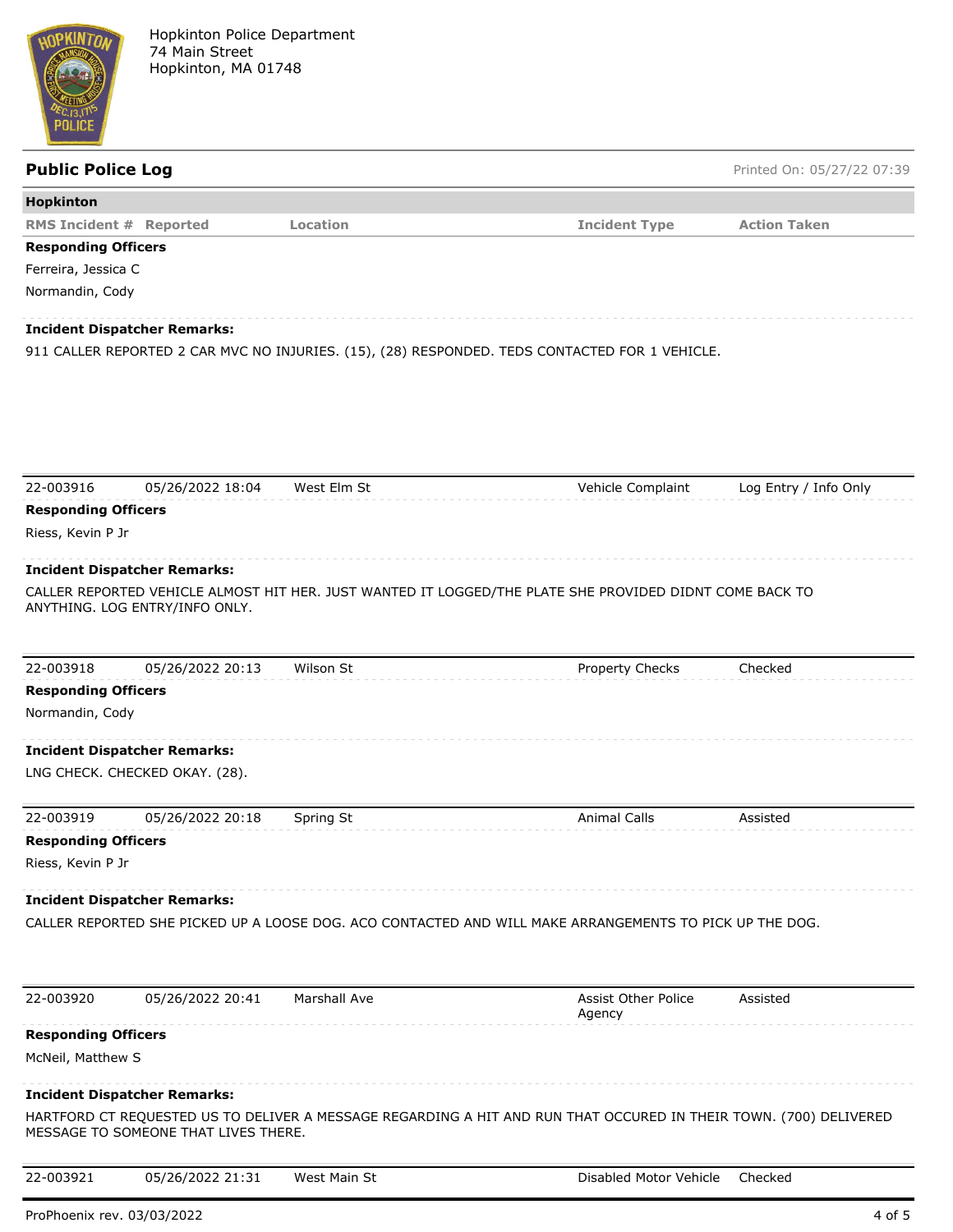Hopkinton Police Department
74 Main Street
Hopkinton, MA 01748

## Public Police Log

Printed On: 05/27/22 07:39

**Hopkinton**

| RMS Incident # | Reported | Location | Incident Type | Action Taken |
|---|---|---|---|---|

**Responding Officers**

Ferreira, Jessica C
Normandin, Cody

**Incident Dispatcher Remarks:**

911 CALLER REPORTED 2 CAR MVC NO INJURIES. (15), (28) RESPONDED. TEDS CONTACTED FOR 1 VEHICLE.

| | | | | |
|---|---|---|---|---|
| 22-003916 | 05/26/2022 18:04 | West Elm St | Vehicle Complaint | Log Entry / Info Only |

**Responding Officers**

Riess, Kevin P Jr

**Incident Dispatcher Remarks:**

CALLER REPORTED VEHICLE ALMOST HIT HER. JUST WANTED IT LOGGED/THE PLATE SHE PROVIDED DIDNT COME BACK TO ANYTHING. LOG ENTRY/INFO ONLY.

| | | | | |
|---|---|---|---|---|
| 22-003918 | 05/26/2022 20:13 | Wilson St | Property Checks | Checked |

**Responding Officers**

Normandin, Cody

**Incident Dispatcher Remarks:**

LNG CHECK. CHECKED OKAY. (28).

| | | | | |
|---|---|---|---|---|
| 22-003919 | 05/26/2022 20:18 | Spring St | Animal Calls | Assisted |

**Responding Officers**

Riess, Kevin P Jr

**Incident Dispatcher Remarks:**

CALLER REPORTED SHE PICKED UP A LOOSE DOG. ACO CONTACTED AND WILL MAKE ARRANGEMENTS TO PICK UP THE DOG.

| | | | | |
|---|---|---|---|---|
| 22-003920 | 05/26/2022 20:41 | Marshall Ave | Assist Other Police Agency | Assisted |

**Responding Officers**

McNeil, Matthew S

**Incident Dispatcher Remarks:**

HARTFORD CT REQUESTED US TO DELIVER A MESSAGE REGARDING A HIT AND RUN THAT OCCURED IN THEIR TOWN. (700) DELIVERED MESSAGE TO SOMEONE THAT LIVES THERE.

| | | | | |
|---|---|---|---|---|
| 22-003921 | 05/26/2022 21:31 | West Main St | Disabled Motor Vehicle | Checked |

ProPhoenix rev. 03/03/2022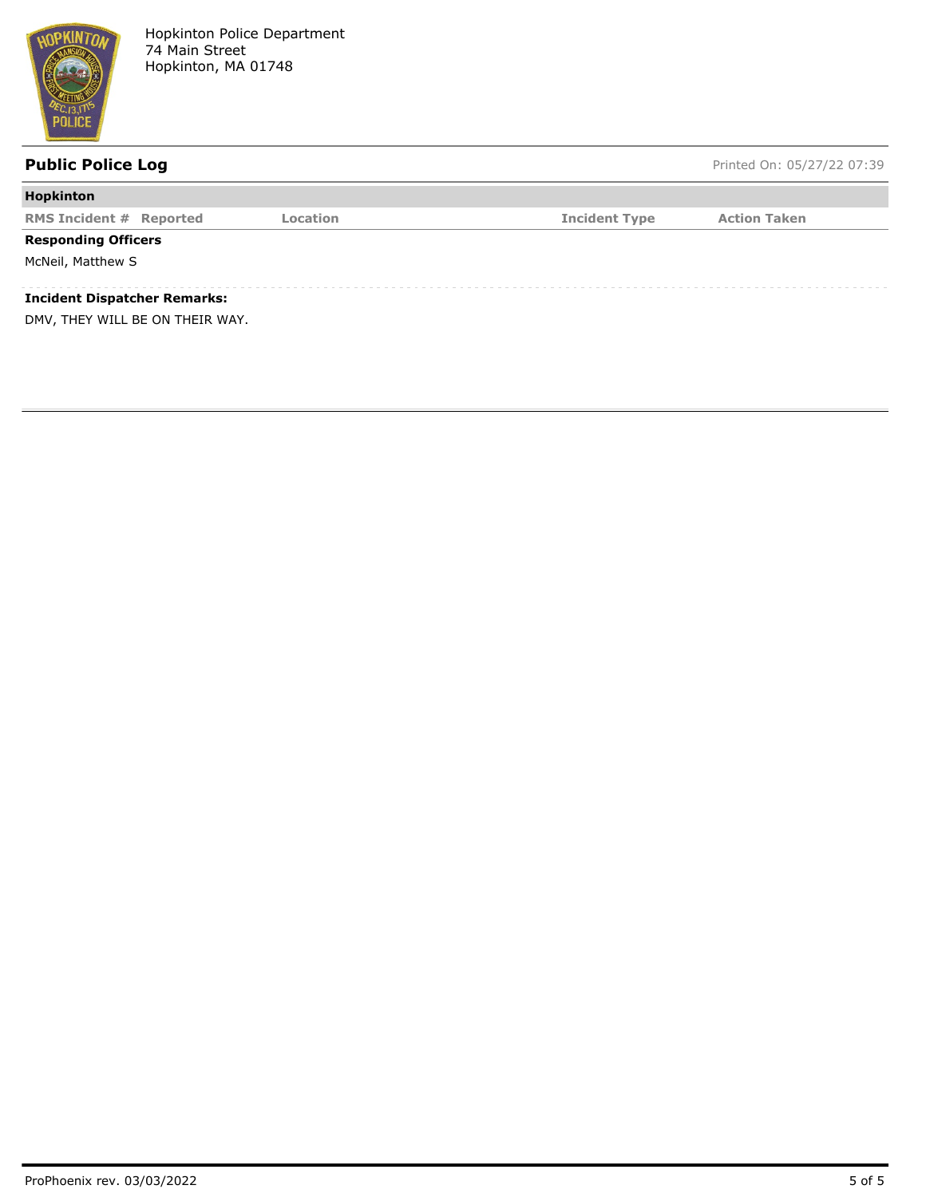Hopkinton Police Department
74 Main Street
Hopkinton, MA 01748

## Public Police Log

Printed On: 05/27/22 07:39

**Hopkinton**

| RMS Incident # | Reported | Location | Incident Type | Action Taken |
|---|---|---|---|---|

**Responding Officers**

McNeil, Matthew S

**Incident Dispatcher Remarks:**

DMV, THEY WILL BE ON THEIR WAY.